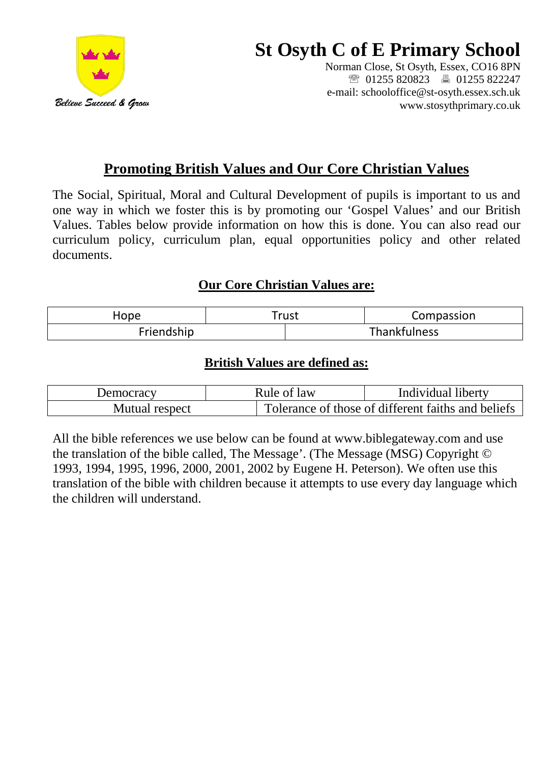Believe Succeed & Grow

# St Osyth C of E Primary School

Norman Close, St Osyth, Essex, CO16 8PN
☏ 01255 820823 🖷 01255 822247
e-mail: schooloffice@st-osyth.essex.sch.uk
www.stosythprimary.co.uk

## Promoting British Values and Our Core Christian Values

The Social, Spiritual, Moral and Cultural Development of pupils is important to us and one way in which we foster this is by promoting our 'Gospel Values' and our British Values. Tables below provide information on how this is done. You can also read our curriculum policy, curriculum plan, equal opportunities policy and other related documents.

### Our Core Christian Values are:

| Hope | Trust | Compassion |
|---|---|---|
| Friendship | Thankfulness | |

### British Values are defined as:

| Democracy | Rule of law | Individual liberty |
|---|---|---|
| Mutual respect | Tolerance of those of different faiths and beliefs | |

All the bible references we use below can be found at www.biblegateway.com and use the translation of the bible called, The Message'. (The Message (MSG) Copyright © 1993, 1994, 1995, 1996, 2000, 2001, 2002 by Eugene H. Peterson). We often use this translation of the bible with children because it attempts to use every day language which the children will understand.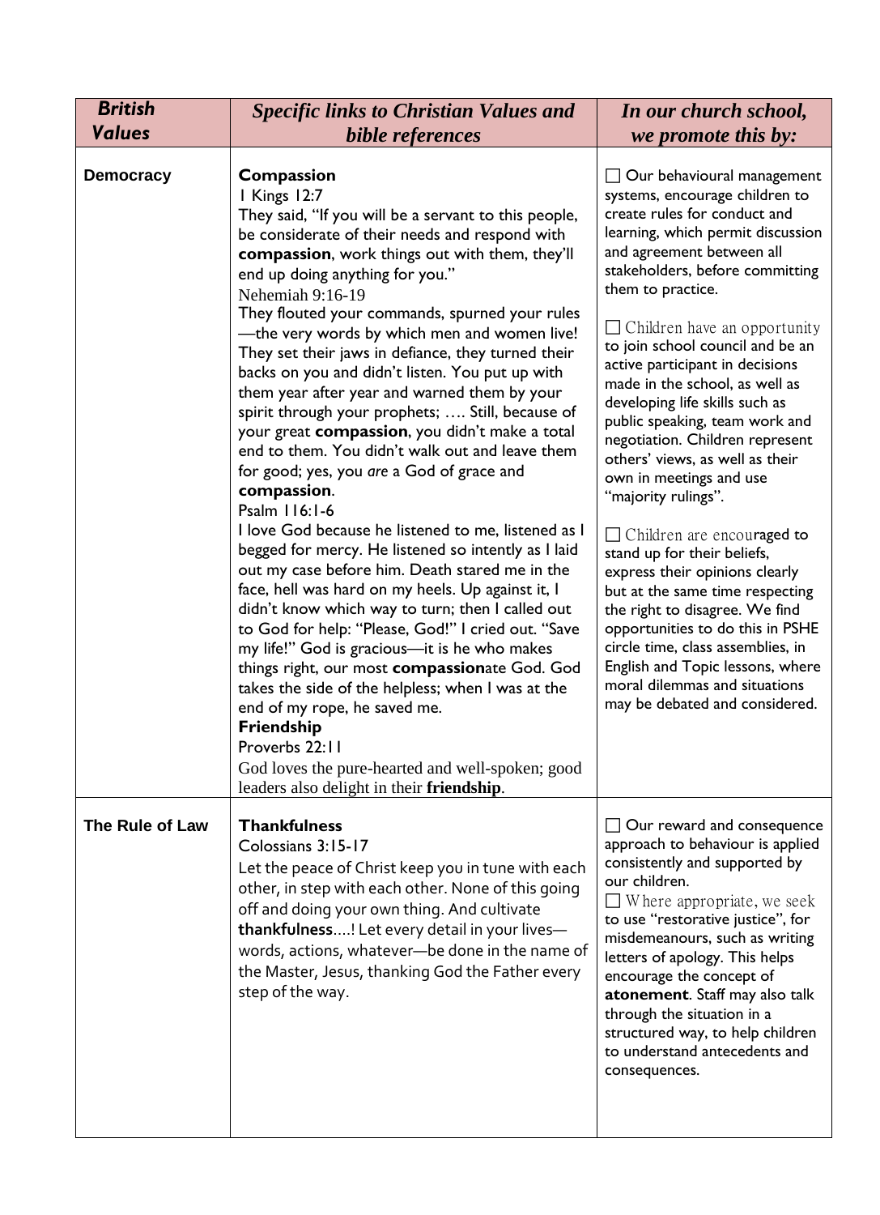| *British Values* | *Specific links to Christian Values and bible references* | *In our church school, we promote this by:* |
|---|---|---|
| **Democracy** | **Compassion**<br>I Kings 12:7<br>They said, "If you will be a servant to this people, be considerate of their needs and respond with **compassion**, work things out with them, they'll end up doing anything for you."<br>Nehemiah 9:16-19<br>They flouted your commands, spurned your rules—the very words by which men and women live! They set their jaws in defiance, they turned their backs on you and didn't listen. You put up with them year after year and warned them by your spirit through your prophets; …. Still, because of your great **compassion**, you didn't make a total end to them. You didn't walk out and leave them for good; yes, you *are* a God of grace and **compassion**.<br>Psalm 116:1-6<br>I love God because he listened to me, listened as I begged for mercy. He listened so intently as I laid out my case before him. Death stared me in the face, hell was hard on my heels. Up against it, I didn't know which way to turn; then I called out to God for help: "Please, God!" I cried out. "Save my life!" God is gracious—it is he who makes things right, our most **compassion**ate God. God takes the side of the helpless; when I was at the end of my rope, he saved me.<br>**Friendship**<br>Proverbs 22:11<br>God loves the pure-hearted and well-spoken; good leaders also delight in their **friendship**. | ☐ Our behavioural management systems, encourage children to create rules for conduct and learning, which permit discussion and agreement between all stakeholders, before committing them to practice.<br><br>☐ Children have an opportunity to join school council and be an active participant in decisions made in the school, as well as developing life skills such as public speaking, team work and negotiation. Children represent others' views, as well as their own in meetings and use "majority rulings".<br><br>☐ Children are encouraged to stand up for their beliefs, express their opinions clearly but at the same time respecting the right to disagree. We find opportunities to do this in PSHE circle time, class assemblies, in English and Topic lessons, where moral dilemmas and situations may be debated and considered. |
| **The Rule of Law** | **Thankfulness**<br>Colossians 3:15-17<br>Let the peace of Christ keep you in tune with each other, in step with each other. None of this going off and doing your own thing. And cultivate **thankfulness**….! Let every detail in your lives—words, actions, whatever—be done in the name of the Master, Jesus, thanking God the Father every step of the way. | ☐ Our reward and consequence approach to behaviour is applied consistently and supported by our children.<br>☐ Where appropriate, we seek to use "restorative justice", for misdemeanours, such as writing letters of apology. This helps encourage the concept of **atonement**. Staff may also talk through the situation in a structured way, to help children to understand antecedents and consequences. |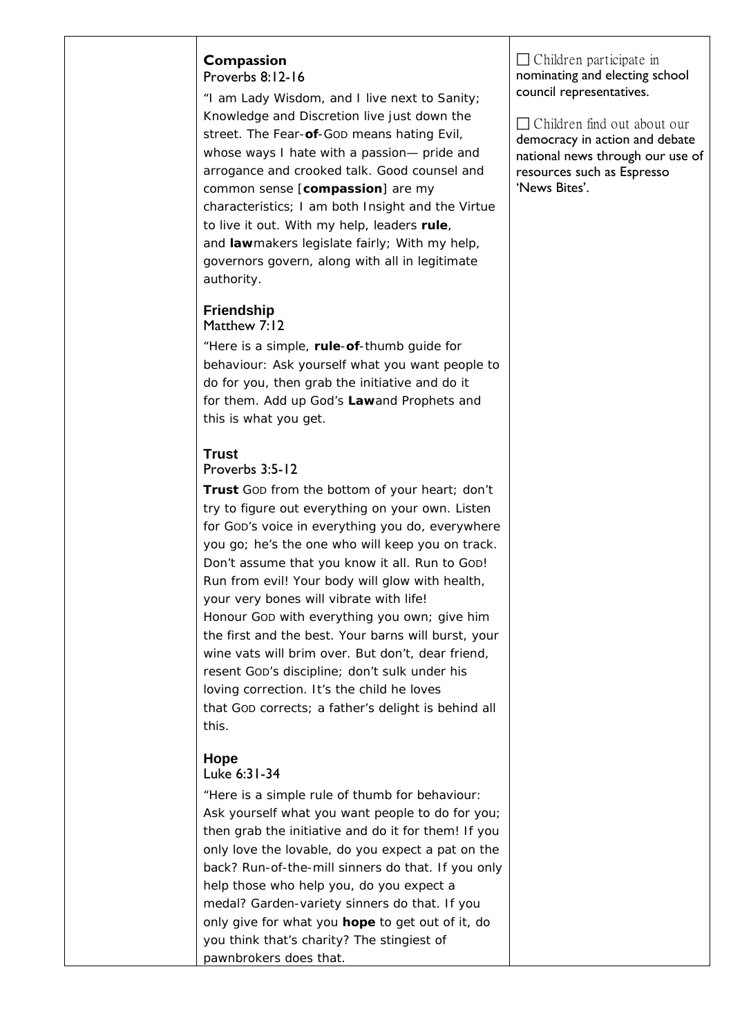| | | |
|---|---|---|
| | **Compassion**<br>Proverbs 8:12-16<br>"I am Lady Wisdom, and I live next to Sanity; Knowledge and Discretion live just down the street. The Fear-**of**-GOD means hating Evil, whose ways I hate with a passion— pride and arrogance and crooked talk. Good counsel and common sense [**compassion**] are my characteristics; I am both Insight and the Virtue to live it out. With my help, leaders **rule**, and **law**makers legislate fairly; With my help, governors govern, along with all in legitimate authority.<br><br>**Friendship**<br>Matthew 7:12<br>"Here is a simple, **rule**-**of**-thumb guide for behaviour: Ask yourself what you want people to do for you, then grab the initiative and do it for them. Add up God's **Law**and Prophets and this is what you get.<br><br>**Trust**<br>Proverbs 3:5-12<br>**Trust** GOD from the bottom of your heart; don't try to figure out everything on your own. Listen for GOD's voice in everything you do, everywhere you go; he's the one who will keep you on track. Don't assume that you know it all. Run to GOD! Run from evil! Your body will glow with health, your very bones will vibrate with life! Honour GOD with everything you own; give him the first and the best. Your barns will burst, your wine vats will brim over. But don't, dear friend, resent GOD's discipline; don't sulk under his loving correction. It's the child he loves that GOD corrects; a father's delight is behind all this.<br><br>**Hope**<br>Luke 6:31-34<br>"Here is a simple rule of thumb for behaviour: Ask yourself what you want people to do for you; then grab the initiative and do it for them! If you only love the lovable, do you expect a pat on the back? Run-of-the-mill sinners do that. If you only help those who help you, do you expect a medal? Garden-variety sinners do that. If you only give for what you **hope** to get out of it, do you think that's charity? The stingiest of pawnbrokers does that. | ☐ Children participate in nominating and electing school council representatives.<br><br>☐ Children find out about our democracy in action and debate national news through our use of resources such as Espresso 'News Bites'. |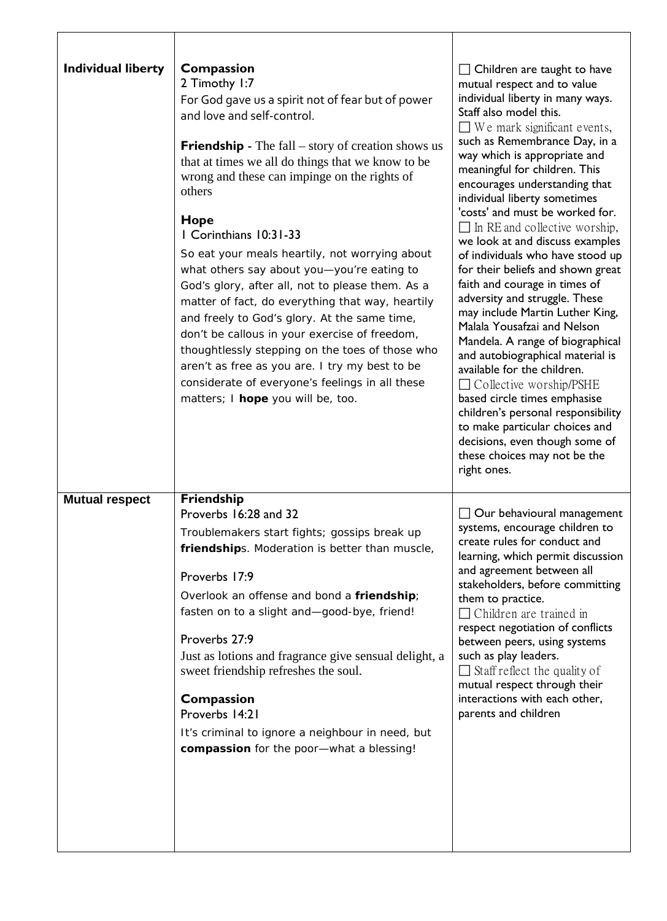| | | |
|---|---|---|
| **Individual liberty** | **Compassion**<br>2 Timothy 1:7<br>For God gave us a spirit not of fear but of power and love and self-control.<br><br>**Friendship** - The fall – story of creation shows us that at times we all do things that we know to be wrong and these can impinge on the rights of others<br><br>**Hope**<br>1 Corinthians 10:31-33<br>So eat your meals heartily, not worrying about what others say about you—you're eating to God's glory, after all, not to please them. As a matter of fact, do everything that way, heartily and freely to God's glory. At the same time, don't be callous in your exercise of freedom, thoughtlessly stepping on the toes of those who aren't as free as you are. I try my best to be considerate of everyone's feelings in all these matters; I **hope** you will be, too. | ☐ Children are taught to have mutual respect and to value individual liberty in many ways. Staff also model this.<br>☐ We mark significant events, such as Remembrance Day, in a way which is appropriate and meaningful for children. This encourages understanding that individual liberty sometimes 'costs' and must be worked for.<br>☐ In RE and collective worship, we look at and discuss examples of individuals who have stood up for their beliefs and shown great faith and courage in times of adversity and struggle. These may include Martin Luther King, Malala Yousafzai and Nelson Mandela. A range of biographical and autobiographical material is available for the children.<br>☐ Collective worship/PSHE based circle times emphasise children's personal responsibility to make particular choices and decisions, even though some of these choices may not be the right ones. |
| **Mutual respect** | **Friendship**<br>Proverbs 16:28 and 32<br>Troublemakers start fights; gossips break up **friendship**s. Moderation is better than muscle,<br><br>Proverbs 17:9<br>Overlook an offense and bond a **friendship**; fasten on to a slight and—good-bye, friend!<br><br>Proverbs 27:9<br>Just as lotions and fragrance give sensual delight, a sweet friendship refreshes the soul.<br><br>**Compassion**<br>Proverbs 14:21<br>It's criminal to ignore a neighbour in need, but **compassion** for the poor—what a blessing! | ☐ Our behavioural management systems, encourage children to create rules for conduct and learning, which permit discussion and agreement between all stakeholders, before committing them to practice.<br>☐ Children are trained in respect negotiation of conflicts between peers, using systems such as play leaders.<br>☐ Staff reflect the quality of mutual respect through their interactions with each other, parents and children |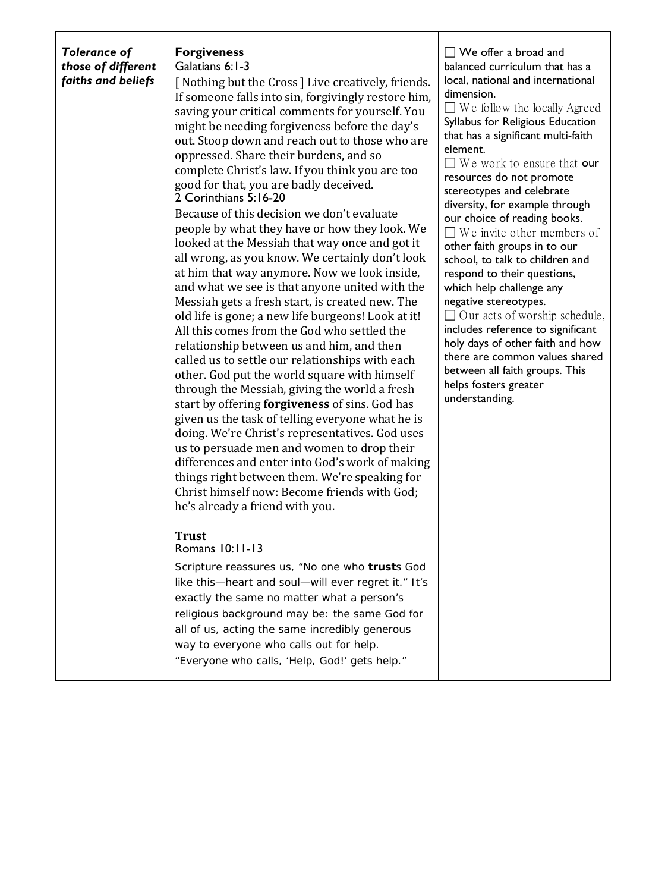| | | |
|---|---|---|
| ***Tolerance of those of different faiths and beliefs*** | **Forgiveness**<br>Galatians 6:1-3<br>[ Nothing but the Cross ] Live creatively, friends. If someone falls into sin, forgivingly restore him, saving your critical comments for yourself. You might be needing forgiveness before the day's out. Stoop down and reach out to those who are oppressed. Share their burdens, and so complete Christ's law. If you think you are too good for that, you are badly deceived.<br>2 Corinthians 5:16-20<br>Because of this decision we don't evaluate people by what they have or how they look. We looked at the Messiah that way once and got it all wrong, as you know. We certainly don't look at him that way anymore. Now we look inside, and what we see is that anyone united with the Messiah gets a fresh start, is created new. The old life is gone; a new life burgeons! Look at it! All this comes from the God who settled the relationship between us and him, and then called us to settle our relationships with each other. God put the world square with himself through the Messiah, giving the world a fresh start by offering **forgiveness** of sins. God has given us the task of telling everyone what he is doing. We're Christ's representatives. God uses us to persuade men and women to drop their differences and enter into God's work of making things right between them. We're speaking for Christ himself now: Become friends with God; he's already a friend with you.<br><br>**Trust**<br>Romans 10:11-13<br>Scripture reassures us, "No one who **trust**s God like this—heart and soul—will ever regret it." It's exactly the same no matter what a person's religious background may be: the same God for all of us, acting the same incredibly generous way to everyone who calls out for help. "Everyone who calls, 'Help, God!' gets help." | ☐ We offer a broad and balanced curriculum that has a local, national and international dimension.<br>☐ We follow the locally Agreed Syllabus for Religious Education that has a significant multi-faith element.<br>☐ We work to ensure that our resources do not promote stereotypes and celebrate diversity, for example through our choice of reading books.<br>☐ We invite other members of other faith groups in to our school, to talk to children and respond to their questions, which help challenge any negative stereotypes.<br>☐ Our acts of worship schedule, includes reference to significant holy days of other faith and how there are common values shared between all faith groups. This helps fosters greater understanding. |